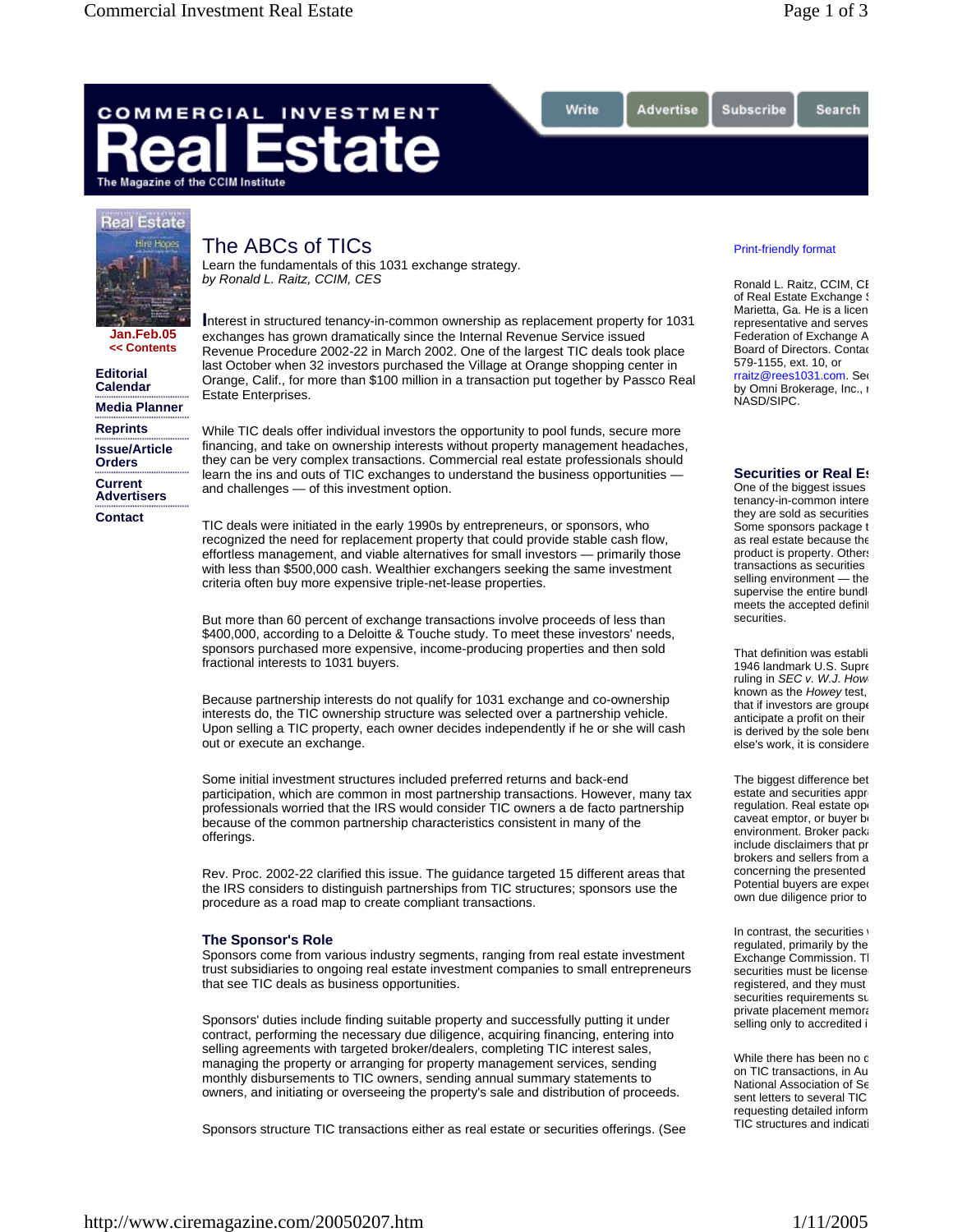# The ABCs of TICs

Learn the fundamentals of this 1031 exchange strategy.

*by Ronald L. Raitz, CCIM, CES*

Interest in structured tenancy-in-common ownership as replacement property for 1031 exchanges has grown dramatically since the Internal Revenue Service issued Revenue Procedure 2002-22 in March 2002. One of the largest TIC deals took place last October when 32 investors purchased the Village at Orange shopping center in Orange, Calif., for more than $100 million in a transaction put together by Passco Real Estate Enterprises.

While TIC deals offer individual investors the opportunity to pool funds, secure more financing, and take on ownership interests without property management headaches, they can be very complex transactions. Commercial real estate professionals should learn the ins and outs of TIC exchanges to understand the business opportunities — and challenges — of this investment option.

TIC deals were initiated in the early 1990s by entrepreneurs, or sponsors, who recognized the need for replacement property that could provide stable cash flow, effortless management, and viable alternatives for small investors — primarily those with less than $500,000 cash. Wealthier exchangers seeking the same investment criteria often buy more expensive triple-net-lease properties.

But more than 60 percent of exchange transactions involve proceeds of less than $400,000, according to a Deloitte & Touche study. To meet these investors' needs, sponsors purchased more expensive, income-producing properties and then sold fractional interests to 1031 buyers.

Because partnership interests do not qualify for 1031 exchange and co-ownership interests do, the TIC ownership structure was selected over a partnership vehicle. Upon selling a TIC property, each owner decides independently if he or she will cash out or execute an exchange.

Some initial investment structures included preferred returns and back-end participation, which are common in most partnership transactions. However, many tax professionals worried that the IRS would consider TIC owners a de facto partnership because of the common partnership characteristics consistent in many of the offerings.

Rev. Proc. 2002-22 clarified this issue. The guidance targeted 15 different areas that the IRS considers to distinguish partnerships from TIC structures; sponsors use the procedure as a road map to create compliant transactions.

### The Sponsor's Role

Sponsors come from various industry segments, ranging from real estate investment trust subsidiaries to ongoing real estate investment companies to small entrepreneurs that see TIC deals as business opportunities.

Sponsors' duties include finding suitable property and successfully putting it under contract, performing the necessary due diligence, acquiring financing, entering into selling agreements with targeted broker/dealers, completing TIC interest sales, managing the property or arranging for property management services, sending monthly disbursements to TIC owners, sending annual summary statements to owners, and initiating or overseeing the property's sale and distribution of proceeds.

Sponsors structure TIC transactions either as real estate or securities offerings. (See

---

Ronald L. Raitz, CCIM, CE of Real Estate Exchange S Marietta, Ga. He is a licen representative and serves Federation of Exchange A Board of Directors. Contac 579-1155, ext. 10, or rraitz@rees1031.com. Se by Omni Brokerage, Inc., NASD/SIPC.

### Securities or Real E

One of the biggest issues tenancy-in-common intere they are sold as securities Some sponsors package t as real estate because the product is property. Others transactions as securities selling environment — the supervise the entire bundl meets the accepted definit securities.

That definition was establi 1946 landmark U.S. Supre ruling in *SEC v. W.J. How* known as the *Howey* test, that if investors are groupe anticipate a profit on their is derived by the sole bene else's work, it is considere

The biggest difference bet estate and securities appr regulation. Real estate op caveat emptor, or buyer b environment. Broker pack include disclaimers that pr brokers and sellers from a concerning the presented Potential buyers are expe own due diligence prior to

In contrast, the securities regulated, primarily by the Exchange Commission. T securities must be license registered, and they must securities requirements su private placement memora selling only to accredited i

While there has been no c on TIC transactions, in Au National Association of Se sent letters to several TIC requesting detailed inform TIC structures and indicati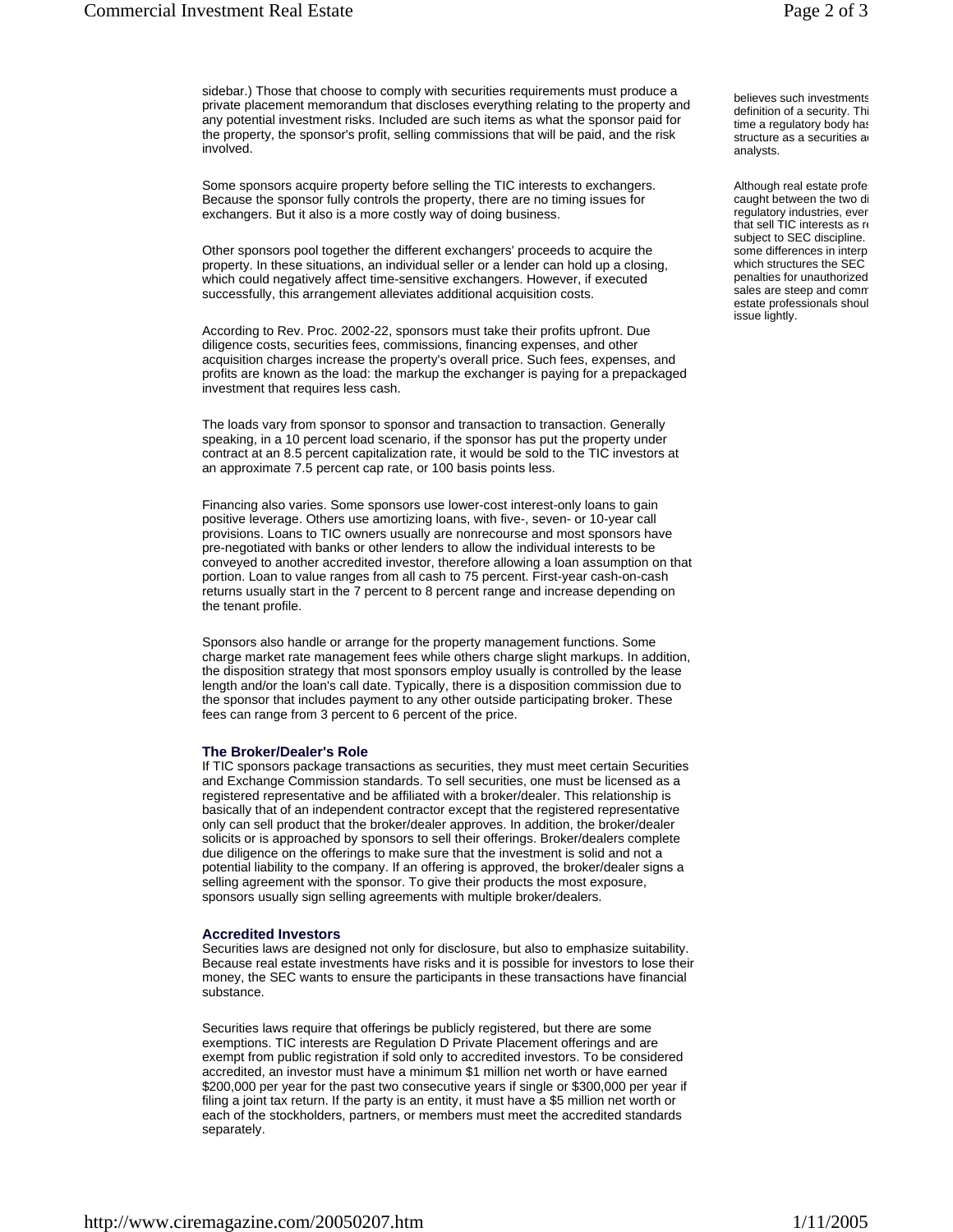sidebar.) Those that choose to comply with securities requirements must produce a private placement memorandum that discloses everything relating to the property and any potential investment risks. Included are such items as what the sponsor paid for the property, the sponsor's profit, selling commissions that will be paid, and the risk involved.

Some sponsors acquire property before selling the TIC interests to exchangers. Because the sponsor fully controls the property, there are no timing issues for exchangers. But it also is a more costly way of doing business.

Other sponsors pool together the different exchangers' proceeds to acquire the property. In these situations, an individual seller or a lender can hold up a closing, which could negatively affect time-sensitive exchangers. However, if executed successfully, this arrangement alleviates additional acquisition costs.

According to Rev. Proc. 2002-22, sponsors must take their profits upfront. Due diligence costs, securities fees, commissions, financing expenses, and other acquisition charges increase the property's overall price. Such fees, expenses, and profits are known as the load: the markup the exchanger is paying for a prepackaged investment that requires less cash.

The loads vary from sponsor to sponsor and transaction to transaction. Generally speaking, in a 10 percent load scenario, if the sponsor has put the property under contract at an 8.5 percent capitalization rate, it would be sold to the TIC investors at an approximate 7.5 percent cap rate, or 100 basis points less.

Financing also varies. Some sponsors use lower-cost interest-only loans to gain positive leverage. Others use amortizing loans, with five-, seven- or 10-year call provisions. Loans to TIC owners usually are nonrecourse and most sponsors have pre-negotiated with banks or other lenders to allow the individual interests to be conveyed to another accredited investor, therefore allowing a loan assumption on that portion. Loan to value ranges from all cash to 75 percent. First-year cash-on-cash returns usually start in the 7 percent to 8 percent range and increase depending on the tenant profile.

Sponsors also handle or arrange for the property management functions. Some charge market rate management fees while others charge slight markups. In addition, the disposition strategy that most sponsors employ usually is controlled by the lease length and/or the loan's call date. Typically, there is a disposition commission due to the sponsor that includes payment to any other outside participating broker. These fees can range from 3 percent to 6 percent of the price.

### The Broker/Dealer's Role

If TIC sponsors package transactions as securities, they must meet certain Securities and Exchange Commission standards. To sell securities, one must be licensed as a registered representative and be affiliated with a broker/dealer. This relationship is basically that of an independent contractor except that the registered representative only can sell product that the broker/dealer approves. In addition, the broker/dealer solicits or is approached by sponsors to sell their offerings. Broker/dealers complete due diligence on the offerings to make sure that the investment is solid and not a potential liability to the company. If an offering is approved, the broker/dealer signs a selling agreement with the sponsor. To give their products the most exposure, sponsors usually sign selling agreements with multiple broker/dealers.

### Accredited Investors

Securities laws are designed not only for disclosure, but also to emphasize suitability. Because real estate investments have risks and it is possible for investors to lose their money, the SEC wants to ensure the participants in these transactions have financial substance.

Securities laws require that offerings be publicly registered, but there are some exemptions. TIC interests are Regulation D Private Placement offerings and are exempt from public registration if sold only to accredited investors. To be considered accredited, an investor must have a minimum $1 million net worth or have earned $200,000 per year for the past two consecutive years if single or $300,000 per year if filing a joint tax return. If the party is an entity, it must have a $5 million net worth or each of the stockholders, partners, or members must meet the accredited standards separately.

believes such investments definition of a security. Thi time a regulatory body has structure as a securities a analysts.

Although real estate profe caught between the two di regulatory industries, ever that sell TIC interests as r subject to SEC discipline. some differences in interp which structures the SEC penalties for unauthorized sales are steep and comm estate professionals shoul issue lightly.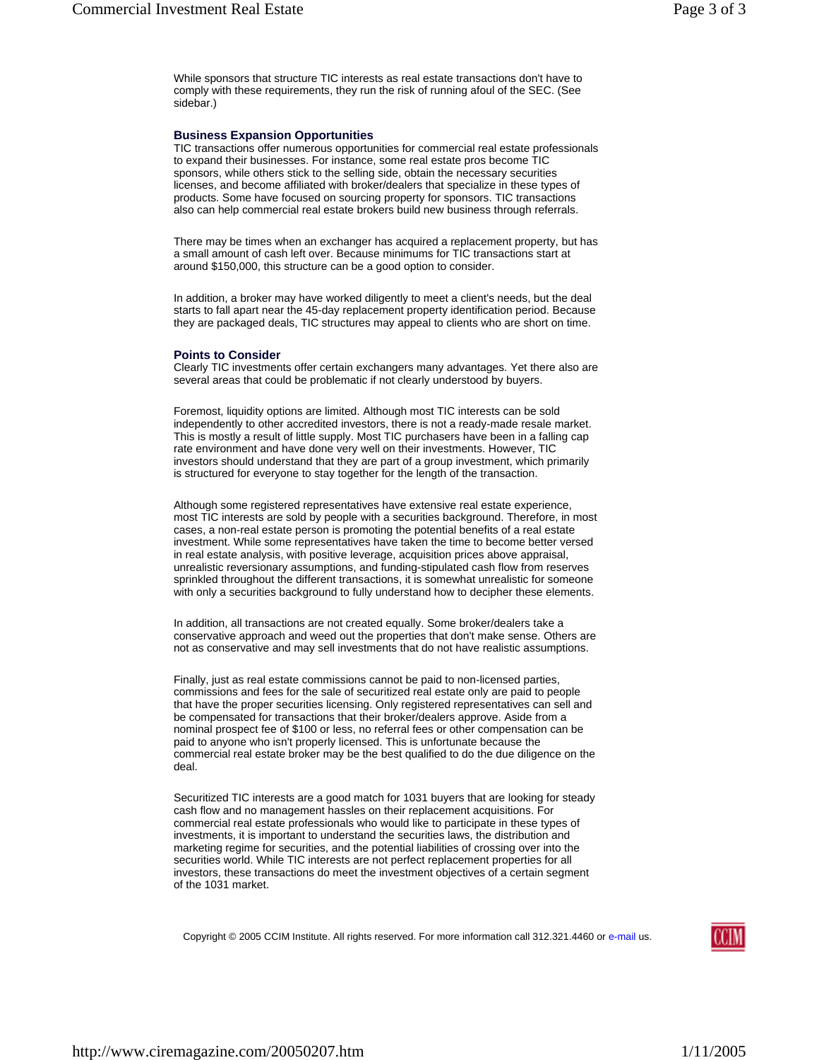While sponsors that structure TIC interests as real estate transactions don't have to comply with these requirements, they run the risk of running afoul of the SEC. (See sidebar.)

### Business Expansion Opportunities

TIC transactions offer numerous opportunities for commercial real estate professionals to expand their businesses. For instance, some real estate pros become TIC sponsors, while others stick to the selling side, obtain the necessary securities licenses, and become affiliated with broker/dealers that specialize in these types of products. Some have focused on sourcing property for sponsors. TIC transactions also can help commercial real estate brokers build new business through referrals.

There may be times when an exchanger has acquired a replacement property, but has a small amount of cash left over. Because minimums for TIC transactions start at around $150,000, this structure can be a good option to consider.

In addition, a broker may have worked diligently to meet a client's needs, but the deal starts to fall apart near the 45-day replacement property identification period. Because they are packaged deals, TIC structures may appeal to clients who are short on time.

### Points to Consider

Clearly TIC investments offer certain exchangers many advantages. Yet there also are several areas that could be problematic if not clearly understood by buyers.

Foremost, liquidity options are limited. Although most TIC interests can be sold independently to other accredited investors, there is not a ready-made resale market. This is mostly a result of little supply. Most TIC purchasers have been in a falling cap rate environment and have done very well on their investments. However, TIC investors should understand that they are part of a group investment, which primarily is structured for everyone to stay together for the length of the transaction.

Although some registered representatives have extensive real estate experience, most TIC interests are sold by people with a securities background. Therefore, in most cases, a non-real estate person is promoting the potential benefits of a real estate investment. While some representatives have taken the time to become better versed in real estate analysis, with positive leverage, acquisition prices above appraisal, unrealistic reversionary assumptions, and funding-stipulated cash flow from reserves sprinkled throughout the different transactions, it is somewhat unrealistic for someone with only a securities background to fully understand how to decipher these elements.

In addition, all transactions are not created equally. Some broker/dealers take a conservative approach and weed out the properties that don't make sense. Others are not as conservative and may sell investments that do not have realistic assumptions.

Finally, just as real estate commissions cannot be paid to non-licensed parties, commissions and fees for the sale of securitized real estate only are paid to people that have the proper securities licensing. Only registered representatives can sell and be compensated for transactions that their broker/dealers approve. Aside from a nominal prospect fee of $100 or less, no referral fees or other compensation can be paid to anyone who isn't properly licensed. This is unfortunate because the commercial real estate broker may be the best qualified to do the due diligence on the deal.

Securitized TIC interests are a good match for 1031 buyers that are looking for steady cash flow and no management hassles on their replacement acquisitions. For commercial real estate professionals who would like to participate in these types of investments, it is important to understand the securities laws, the distribution and marketing regime for securities, and the potential liabilities of crossing over into the securities world. While TIC interests are not perfect replacement properties for all investors, these transactions do meet the investment objectives of a certain segment of the 1031 market.

Copyright © 2005 CCIM Institute. All rights reserved. For more information call 312.321.4460 or e-mail us.